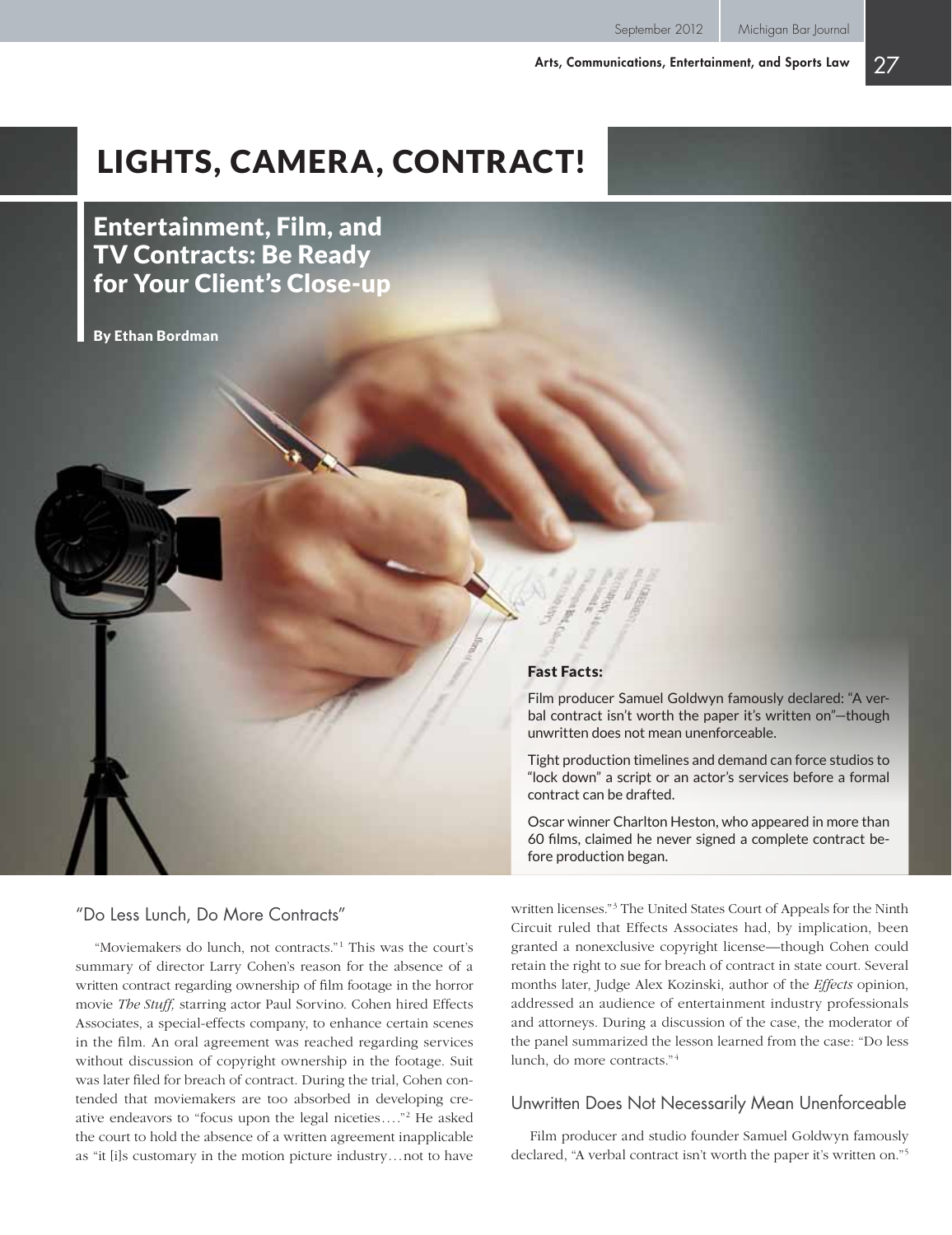# LIGHTS, CAMERA, CONTRACT!

## Entertainment, Film, and TV Contracts: Be Ready for Your Client's Close-up

**By Ethan Bordman**

### Fast Facts:

Film producer Samuel Goldwyn famously declared: "A verbal contract isn't worth the paper it's written on"—though unwritten does not mean unenforceable.

Tight production timelines and demand can force studios to "lock down" a script or an actor's services before a formal contract can be drafted.

Oscar winner Charlton Heston, who appeared in more than 60 films, claimed he never signed a complete contract before production began.

### "Do Less Lunch, Do More Contracts"

"Moviemakers do lunch, not contracts."[1] This was the court's summary of director Larry Cohen's reason for the absence of a written contract regarding ownership of film footage in the horror movie *The Stuff,* starring actor Paul Sorvino. Cohen hired Effects Associates, a special-effects company, to enhance certain scenes in the film. An oral agreement was reached regarding services without discussion of copyright ownership in the footage. Suit was later filed for breach of contract. During the trial, Cohen contended that moviemakers are too absorbed in developing creative endeavors to "focus upon the legal niceties...."[2] He asked the court to hold the absence of a written agreement inapplicable as "it [i]s customary in the motion picture industry...not to have written licenses."[3] The United States Court of Appeals for the Ninth Circuit ruled that Effects Associates had, by implication, been granted a nonexclusive copyright license—though Cohen could retain the right to sue for breach of contract in state court. Several months later, Judge Alex Kozinski, author of the *Effects* opinion, addressed an audience of entertainment industry professionals and attorneys. During a discussion of the case, the moderator of the panel summarized the lesson learned from the case: "Do less lunch, do more contracts."[4]

### Unwritten Does Not Necessarily Mean Unenforceable

Film producer and studio founder Samuel Goldwyn famously declared, "A verbal contract isn't worth the paper it's written on."[5]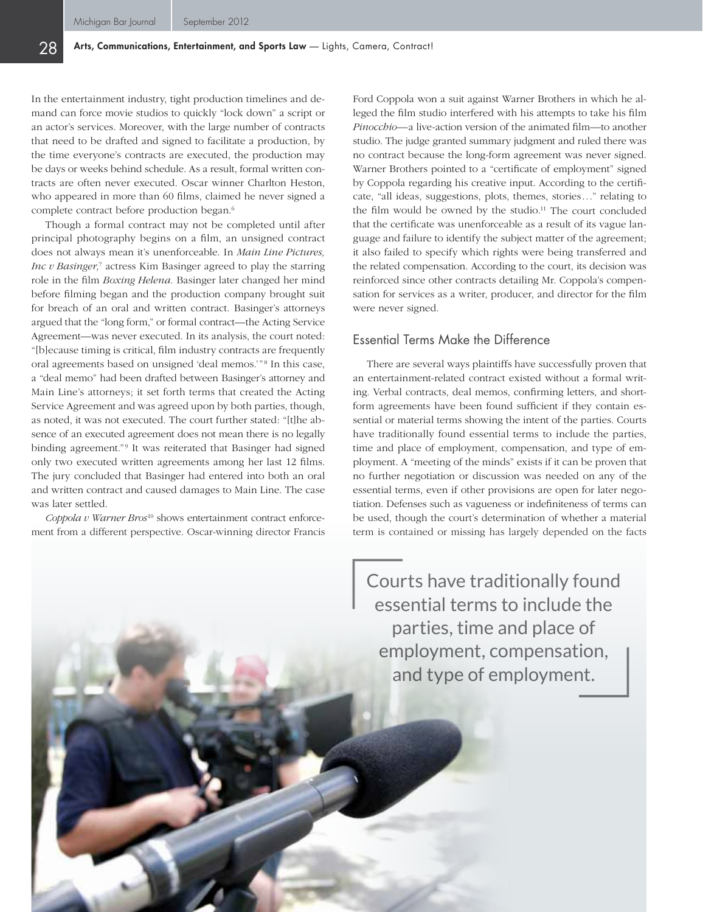In the entertainment industry, tight production timelines and demand can force movie studios to quickly "lock down" a script or an actor's services. Moreover, with the large number of contracts that need to be drafted and signed to facilitate a production, by the time everyone's contracts are executed, the production may be days or weeks behind schedule. As a result, formal written contracts are often never executed. Oscar winner Charlton Heston, who appeared in more than 60 films, claimed he never signed a complete contract before production began.[6]

Though a formal contract may not be completed until after principal photography begins on a film, an unsigned contract does not always mean it's unenforceable. In *Main Line Pictures, Inc v Basinger*,[7] actress Kim Basinger agreed to play the starring role in the film *Boxing Helena*. Basinger later changed her mind before filming began and the production company brought suit for breach of an oral and written contract. Basinger's attorneys argued that the "long form," or formal contract—the Acting Service Agreement—was never executed. In its analysis, the court noted: "[b]ecause timing is critical, film industry contracts are frequently oral agreements based on unsigned 'deal memos.'"[8] In this case, a "deal memo" had been drafted between Basinger's attorney and Main Line's attorneys; it set forth terms that created the Acting Service Agreement and was agreed upon by both parties, though, as noted, it was not executed. The court further stated: "[t]he absence of an executed agreement does not mean there is no legally binding agreement."[9] It was reiterated that Basinger had signed only two executed written agreements among her last 12 films. The jury concluded that Basinger had entered into both an oral and written contract and caused damages to Main Line. The case was later settled.

*Coppola v Warner Bros*[10] shows entertainment contract enforcement from a different perspective. Oscar-winning director Francis Ford Coppola won a suit against Warner Brothers in which he alleged the film studio interfered with his attempts to take his film *Pinocchio*—a live-action version of the animated film—to another studio. The judge granted summary judgment and ruled there was no contract because the long-form agreement was never signed. Warner Brothers pointed to a "certificate of employment" signed by Coppola regarding his creative input. According to the certificate, "all ideas, suggestions, plots, themes, stories…" relating to the film would be owned by the studio.[11] The court concluded that the certificate was unenforceable as a result of its vague language and failure to identify the subject matter of the agreement; it also failed to specify which rights were being transferred and the related compensation. According to the court, its decision was reinforced since other contracts detailing Mr. Coppola's compensation for services as a writer, producer, and director for the film were never signed.

## Essential Terms Make the Difference

There are several ways plaintiffs have successfully proven that an entertainment-related contract existed without a formal writing. Verbal contracts, deal memos, confirming letters, and short-form agreements have been found sufficient if they contain essential or material terms showing the intent of the parties. Courts have traditionally found essential terms to include the parties, time and place of employment, compensation, and type of employment. A "meeting of the minds" exists if it can be proven that no further negotiation or discussion was needed on any of the essential terms, even if other provisions are open for later negotiation. Defenses such as vagueness or indefiniteness of terms can be used, though the court's determination of whether a material term is contained or missing has largely depended on the facts

> Courts have traditionally found essential terms to include the parties, time and place of employment, compensation, and type of employment.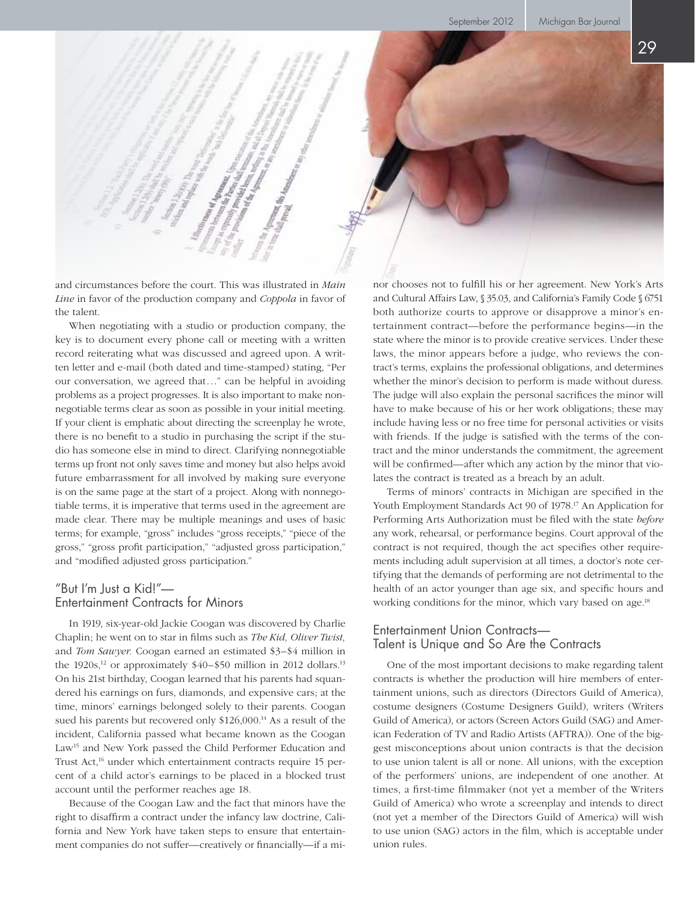and circumstances before the court. This was illustrated in *Main Line* in favor of the production company and *Coppola* in favor of the talent.

When negotiating with a studio or production company, the key is to document every phone call or meeting with a written record reiterating what was discussed and agreed upon. A written letter and e-mail (both dated and time-stamped) stating, "Per our conversation, we agreed that…" can be helpful in avoiding problems as a project progresses. It is also important to make nonnegotiable terms clear as soon as possible in your initial meeting. If your client is emphatic about directing the screenplay he wrote, there is no benefit to a studio in purchasing the script if the studio has someone else in mind to direct. Clarifying nonnegotiable terms up front not only saves time and money but also helps avoid future embarrassment for all involved by making sure everyone is on the same page at the start of a project. Along with nonnegotiable terms, it is imperative that terms used in the agreement are made clear. There may be multiple meanings and uses of basic terms; for example, "gross" includes "gross receipts," "piece of the gross," "gross profit participation," "adjusted gross participation," and "modified adjusted gross participation."

## "But I'm Just a Kid!"—Entertainment Contracts for Minors

In 1919, six-year-old Jackie Coogan was discovered by Charlie Chaplin; he went on to star in films such as *The Kid, Oliver Twist,* and *Tom Sawyer.* Coogan earned an estimated $3–$4 million in the 1920s,[12] or approximately $40–$50 million in 2012 dollars.[13] On his 21st birthday, Coogan learned that his parents had squandered his earnings on furs, diamonds, and expensive cars; at the time, minors' earnings belonged solely to their parents. Coogan sued his parents but recovered only $126,000.[14] As a result of the incident, California passed what became known as the Coogan Law[15] and New York passed the Child Performer Education and Trust Act,[16] under which entertainment contracts require 15 percent of a child actor's earnings to be placed in a blocked trust account until the performer reaches age 18.

Because of the Coogan Law and the fact that minors have the right to disaffirm a contract under the infancy law doctrine, California and New York have taken steps to ensure that entertainment companies do not suffer—creatively or financially—if a minor chooses not to fulfill his or her agreement. New York's Arts and Cultural Affairs Law, § 35.03, and California's Family Code § 6751 both authorize courts to approve or disapprove a minor's entertainment contract—before the performance begins—in the state where the minor is to provide creative services. Under these laws, the minor appears before a judge, who reviews the contract's terms, explains the professional obligations, and determines whether the minor's decision to perform is made without duress. The judge will also explain the personal sacrifices the minor will have to make because of his or her work obligations; these may include having less or no free time for personal activities or visits with friends. If the judge is satisfied with the terms of the contract and the minor understands the commitment, the agreement will be confirmed—after which any action by the minor that violates the contract is treated as a breach by an adult.

Terms of minors' contracts in Michigan are specified in the Youth Employment Standards Act 90 of 1978.[17] An Application for Performing Arts Authorization must be filed with the state *before* any work, rehearsal, or performance begins. Court approval of the contract is not required, though the act specifies other requirements including adult supervision at all times, a doctor's note certifying that the demands of performing are not detrimental to the health of an actor younger than age six, and specific hours and working conditions for the minor, which vary based on age.[18]

## Entertainment Union Contracts—Talent is Unique and So Are the Contracts

One of the most important decisions to make regarding talent contracts is whether the production will hire members of entertainment unions, such as directors (Directors Guild of America), costume designers (Costume Designers Guild), writers (Writers Guild of America), or actors (Screen Actors Guild (SAG) and American Federation of TV and Radio Artists (AFTRA)). One of the biggest misconceptions about union contracts is that the decision to use union talent is all or none. All unions, with the exception of the performers' unions, are independent of one another. At times, a first-time filmmaker (not yet a member of the Writers Guild of America) who wrote a screenplay and intends to direct (not yet a member of the Directors Guild of America) will wish to use union (SAG) actors in the film, which is acceptable under union rules.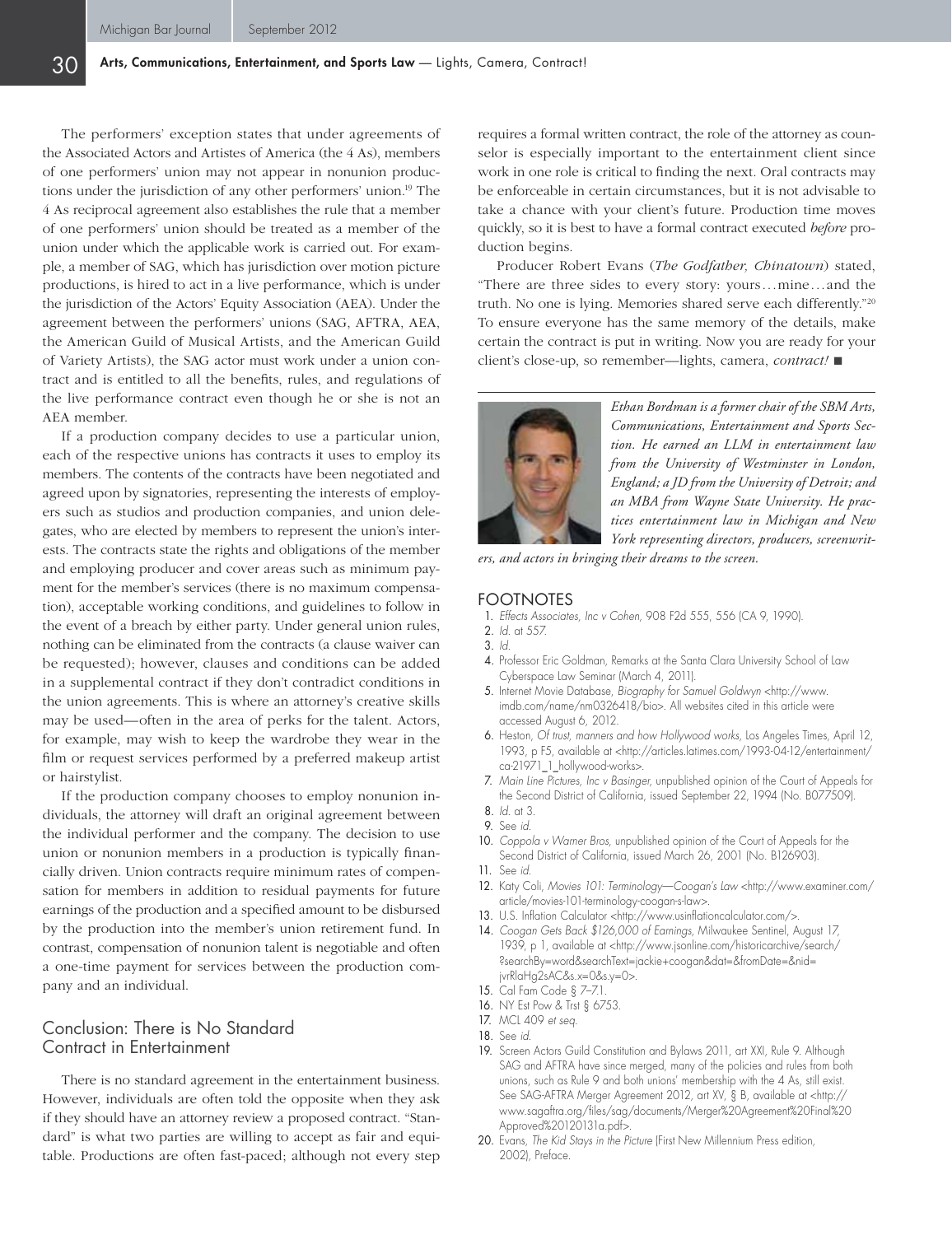The performers' exception states that under agreements of the Associated Actors and Artistes of America (the 4 As), members of one performers' union may not appear in nonunion productions under the jurisdiction of any other performers' union.[19] The 4 As reciprocal agreement also establishes the rule that a member of one performers' union should be treated as a member of the union under which the applicable work is carried out. For example, a member of SAG, which has jurisdiction over motion picture productions, is hired to act in a live performance, which is under the jurisdiction of the Actors' Equity Association (AEA). Under the agreement between the performers' unions (SAG, AFTRA, AEA, the American Guild of Musical Artists, and the American Guild of Variety Artists), the SAG actor must work under a union contract and is entitled to all the benefits, rules, and regulations of the live performance contract even though he or she is not an AEA member.

If a production company decides to use a particular union, each of the respective unions has contracts it uses to employ its members. The contents of the contracts have been negotiated and agreed upon by signatories, representing the interests of employers such as studios and production companies, and union delegates, who are elected by members to represent the union's interests. The contracts state the rights and obligations of the member and employing producer and cover areas such as minimum payment for the member's services (there is no maximum compensation), acceptable working conditions, and guidelines to follow in the event of a breach by either party. Under general union rules, nothing can be eliminated from the contracts (a clause waiver can be requested); however, clauses and conditions can be added in a supplemental contract if they don't contradict conditions in the union agreements. This is where an attorney's creative skills may be used—often in the area of perks for the talent. Actors, for example, may wish to keep the wardrobe they wear in the film or request services performed by a preferred makeup artist or hairstylist.

If the production company chooses to employ nonunion individuals, the attorney will draft an original agreement between the individual performer and the company. The decision to use union or nonunion members in a production is typically financially driven. Union contracts require minimum rates of compensation for members in addition to residual payments for future earnings of the production and a specified amount to be disbursed by the production into the member's union retirement fund. In contrast, compensation of nonunion talent is negotiable and often a one-time payment for services between the production company and an individual.

## Conclusion: There is No Standard Contract in Entertainment

There is no standard agreement in the entertainment business. However, individuals are often told the opposite when they ask if they should have an attorney review a proposed contract. "Standard" is what two parties are willing to accept as fair and equitable. Productions are often fast-paced; although not every step requires a formal written contract, the role of the attorney as counselor is especially important to the entertainment client since work in one role is critical to finding the next. Oral contracts may be enforceable in certain circumstances, but it is not advisable to take a chance with your client's future. Production time moves quickly, so it is best to have a formal contract executed *before* production begins.

Producer Robert Evans (*The Godfather, Chinatown*) stated, "There are three sides to every story: yours…mine…and the truth. No one is lying. Memories shared serve each differently."[20] To ensure everyone has the same memory of the details, make certain the contract is put in writing. Now you are ready for your client's close-up, so remember—lights, camera, *contract!* ■

---

*Ethan Bordman is a former chair of the SBM Arts, Communications, Entertainment and Sports Section. He earned an LLM in entertainment law from the University of Westminster in London, England; a JD from the University of Detroit; and an MBA from Wayne State University. He practices entertainment law in Michigan and New York representing directors, producers, screenwriters, and actors in bringing their dreams to the screen.*

## FOOTNOTES

1. *Effects Associates, Inc v Cohen*, 908 F2d 555, 556 (CA 9, 1990).
2. *Id.* at 557.
3. *Id.*
4. Professor Eric Goldman, Remarks at the Santa Clara University School of Law Cyberspace Law Seminar (March 4, 2011).
5. Internet Movie Database, *Biography for Samuel Goldwyn* <http://www.imdb.com/name/nm0326418/bio>. All websites cited in this article were accessed August 6, 2012.
6. Heston, *Of trust, manners and how Hollywood works*, Los Angeles Times, April 12, 1993, p F5, available at <http://articles.latimes.com/1993-04-12/entertainment/ca-21971_1_hollywood-works>.
7. *Main Line Pictures, Inc v Basinger*, unpublished opinion of the Court of Appeals for the Second District of California, issued September 22, 1994 (No. B077509).
8. *Id.* at 3.
9. See *id.*
10. *Coppola v Warner Bros*, unpublished opinion of the Court of Appeals for the Second District of California, issued March 26, 2001 (No. B126903).
11. See *id.*
12. Katy Coli, *Movies 101: Terminology—Coogan's Law* <http://www.examiner.com/article/movies-101-terminology-coogan-s-law>.
13. U.S. Inflation Calculator <http://www.usinflationcalculator.com/>.
14. *Coogan Gets Back $126,000 of Earnings*, Milwaukee Sentinel, August 17, 1939, p 1, available at <http://www.jsonline.com/historicarchive/search/?searchBy=word&searchText=jackie+coogan&dat=&fromDate=&nid=jvrRlaHg2sAC&s.x=0&s.y=0>.
15. Cal Fam Code § 7–7.1.
16. NY Est Pow & Trst § 6753.
17. MCL 409 *et seq.*
18. See *id.*
19. Screen Actors Guild Constitution and Bylaws 2011, art XXI, Rule 9. Although SAG and AFTRA have since merged, many of the policies and rules from both unions, such as Rule 9 and both unions' membership with the 4 As, still exist. See SAG-AFTRA Merger Agreement 2012, art XV, § B, available at <http://www.sagaftra.org/files/sag/documents/Merger%20Agreement%20Final%20Approved%20120131a.pdf>.
20. Evans, *The Kid Stays in the Picture* (First New Millennium Press edition, 2002), Preface.